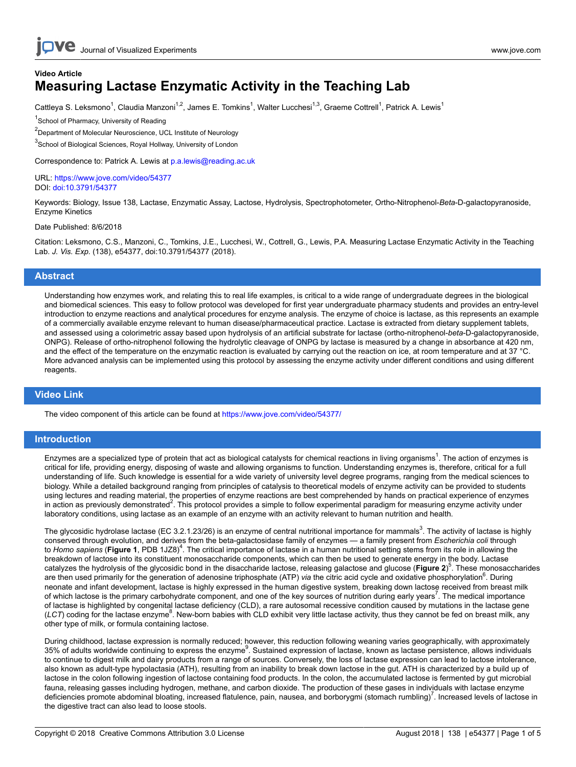Video Article

# Measuring Lactase Enzymatic Activity in the Teaching Lab

Cattleya S. Leksmono[1], Claudia Manzoni[1,2], James E. Tomkins[1], Walter Lucchesi[1,3], Graeme Cottrell[1], Patrick A. Lewis[1]

[1]School of Pharmacy, University of Reading

[2]Department of Molecular Neuroscience, UCL Institute of Neurology

[3]School of Biological Sciences, Royal Hollway, University of London

Correspondence to: Patrick A. Lewis at p.a.lewis@reading.ac.uk

URL: https://www.jove.com/video/54377
DOI: doi:10.3791/54377

Keywords: Biology, Issue 138, Lactase, Enzymatic Assay, Lactose, Hydrolysis, Spectrophotometer, Ortho-Nitrophenol-*Beta*-D-galactopyranoside, Enzyme Kinetics

Date Published: 8/6/2018

Citation: Leksmono, C.S., Manzoni, C., Tomkins, J.E., Lucchesi, W., Cottrell, G., Lewis, P.A. Measuring Lactase Enzymatic Activity in the Teaching Lab. *J. Vis. Exp.* (138), e54377, doi:10.3791/54377 (2018).

## Abstract

Understanding how enzymes work, and relating this to real life examples, is critical to a wide range of undergraduate degrees in the biological and biomedical sciences. This easy to follow protocol was developed for first year undergraduate pharmacy students and provides an entry-level introduction to enzyme reactions and analytical procedures for enzyme analysis. The enzyme of choice is lactase, as this represents an example of a commercially available enzyme relevant to human disease/pharmaceutical practice. Lactase is extracted from dietary supplement tablets, and assessed using a colorimetric assay based upon hydrolysis of an artificial substrate for lactase (ortho-nitrophenol-*beta*-D-galactopyranoside, ONPG). Release of ortho-nitrophenol following the hydrolytic cleavage of ONPG by lactase is measured by a change in absorbance at 420 nm, and the effect of the temperature on the enzymatic reaction is evaluated by carrying out the reaction on ice, at room temperature and at 37 °C. More advanced analysis can be implemented using this protocol by assessing the enzyme activity under different conditions and using different reagents.

## Video Link

The video component of this article can be found at https://www.jove.com/video/54377/

## Introduction

Enzymes are a specialized type of protein that act as biological catalysts for chemical reactions in living organisms[1]. The action of enzymes is critical for life, providing energy, disposing of waste and allowing organisms to function. Understanding enzymes is, therefore, critical for a full understanding of life. Such knowledge is essential for a wide variety of university level degree programs, ranging from the medical sciences to biology. While a detailed background ranging from principles of catalysis to theoretical models of enzyme activity can be provided to students using lectures and reading material, the properties of enzyme reactions are best comprehended by hands on practical experience of enzymes in action as previously demonstrated[2]. This protocol provides a simple to follow experimental paradigm for measuring enzyme activity under laboratory conditions, using lactase as an example of an enzyme with an activity relevant to human nutrition and health.

The glycosidic hydrolase lactase (EC 3.2.1.23/26) is an enzyme of central nutritional importance for mammals[3]. The activity of lactase is highly conserved through evolution, and derives from the beta-galactosidase family of enzymes — a family present from *Escherichia coli* through to *Homo sapiens* (**Figure 1**, PDB 1JZ8)[4]. The critical importance of lactase in a human nutritional setting stems from its role in allowing the breakdown of lactose into its constituent monosaccharide components, which can then be used to generate energy in the body. Lactase catalyzes the hydrolysis of the glycosidic bond in the disaccharide lactose, releasing galactose and glucose (**Figure 2**)[5]. These monosaccharides are then used primarily for the generation of adenosine triphosphate (ATP) *via* the citric acid cycle and oxidative phosphorylation[6]. During neonate and infant development, lactase is highly expressed in the human digestive system, breaking down lactose received from breast milk of which lactose is the primary carbohydrate component, and one of the key sources of nutrition during early years[7]. The medical importance of lactase is highlighted by congenital lactase deficiency (CLD), a rare autosomal recessive condition caused by mutations in the lactase gene (*LCT*) coding for the lactase enzyme[8]. New-born babies with CLD exhibit very little lactase activity, thus they cannot be fed on breast milk, any other type of milk, or formula containing lactose.

During childhood, lactase expression is normally reduced; however, this reduction following weaning varies geographically, with approximately 35% of adults worldwide continuing to express the enzyme[9]. Sustained expression of lactase, known as lactase persistence, allows individuals to continue to digest milk and dairy products from a range of sources. Conversely, the loss of lactase expression can lead to lactose intolerance, also known as adult-type hypolactasia (ATH), resulting from an inability to break down lactose in the gut. ATH is characterized by a build up of lactose in the colon following ingestion of lactose containing food products. In the colon, the accumulated lactose is fermented by gut microbial fauna, releasing gasses including hydrogen, methane, and carbon dioxide. The production of these gases in individuals with lactase enzyme deficiencies promote abdominal bloating, increased flatulence, pain, nausea, and borborygmi (stomach rumbling)[7]. Increased levels of lactose in the digestive tract can also lead to loose stools.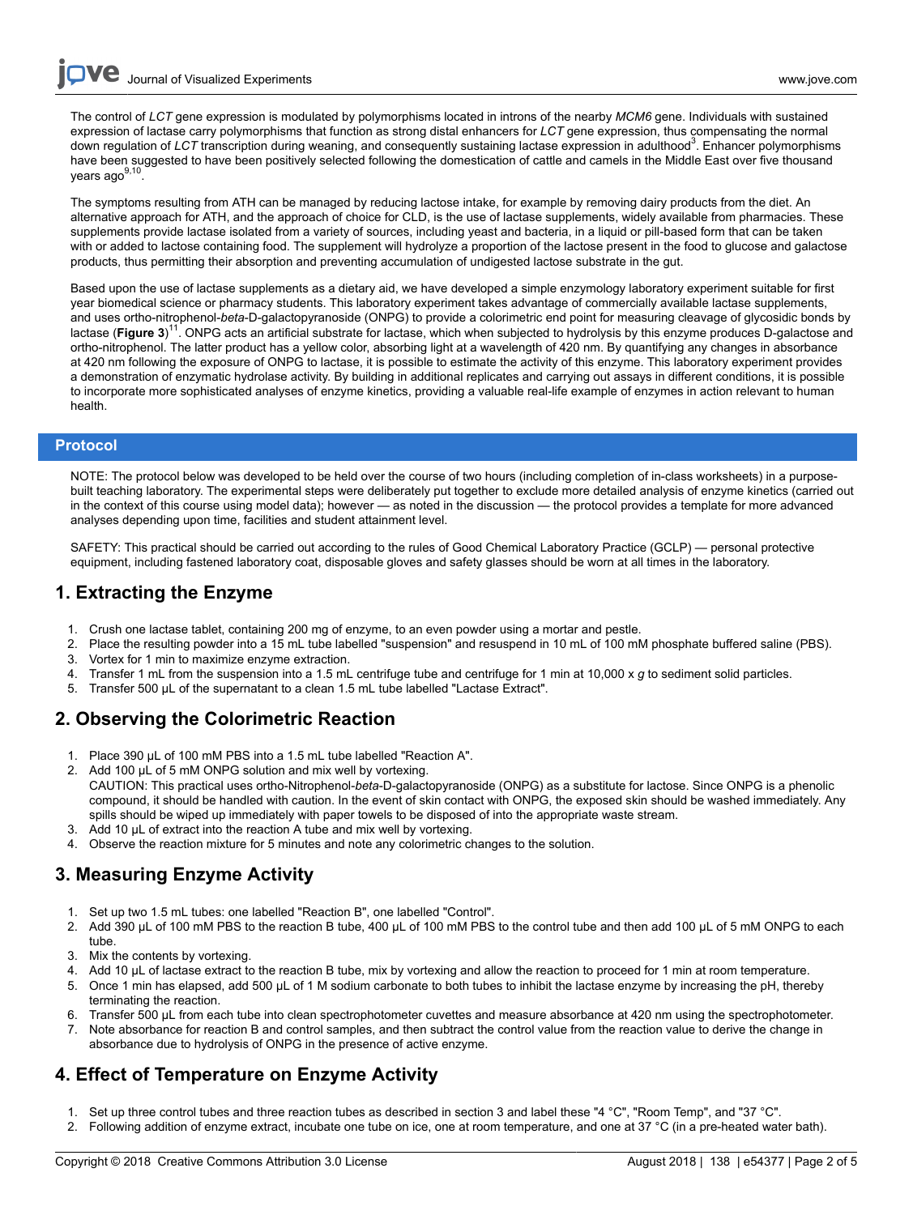The control of *LCT* gene expression is modulated by polymorphisms located in introns of the nearby *MCM6* gene. Individuals with sustained expression of lactase carry polymorphisms that function as strong distal enhancers for *LCT* gene expression, thus compensating the normal down regulation of *LCT* transcription during weaning, and consequently sustaining lactase expression in adulthood[3]. Enhancer polymorphisms have been suggested to have been positively selected following the domestication of cattle and camels in the Middle East over five thousand years ago[9,10].

The symptoms resulting from ATH can be managed by reducing lactose intake, for example by removing dairy products from the diet. An alternative approach for ATH, and the approach of choice for CLD, is the use of lactase supplements, widely available from pharmacies. These supplements provide lactase isolated from a variety of sources, including yeast and bacteria, in a liquid or pill-based form that can be taken with or added to lactose containing food. The supplement will hydrolyze a proportion of the lactose present in the food to glucose and galactose products, thus permitting their absorption and preventing accumulation of undigested lactose substrate in the gut.

Based upon the use of lactase supplements as a dietary aid, we have developed a simple enzymology laboratory experiment suitable for first year biomedical science or pharmacy students. This laboratory experiment takes advantage of commercially available lactase supplements, and uses ortho-nitrophenol-*beta*-D-galactopyranoside (ONPG) to provide a colorimetric end point for measuring cleavage of glycosidic bonds by lactase (**Figure 3**)[11]. ONPG acts an artificial substrate for lactase, which when subjected to hydrolysis by this enzyme produces D-galactose and ortho-nitrophenol. The latter product has a yellow color, absorbing light at a wavelength of 420 nm. By quantifying any changes in absorbance at 420 nm following the exposure of ONPG to lactase, it is possible to estimate the activity of this enzyme. This laboratory experiment provides a demonstration of enzymatic hydrolase activity. By building in additional replicates and carrying out assays in different conditions, it is possible to incorporate more sophisticated analyses of enzyme kinetics, providing a valuable real-life example of enzymes in action relevant to human health.

## Protocol

NOTE: The protocol below was developed to be held over the course of two hours (including completion of in-class worksheets) in a purpose-built teaching laboratory. The experimental steps were deliberately put together to exclude more detailed analysis of enzyme kinetics (carried out in the context of this course using model data); however — as noted in the discussion — the protocol provides a template for more advanced analyses depending upon time, facilities and student attainment level.

SAFETY: This practical should be carried out according to the rules of Good Chemical Laboratory Practice (GCLP) — personal protective equipment, including fastened laboratory coat, disposable gloves and safety glasses should be worn at all times in the laboratory.

## 1. Extracting the Enzyme

1. Crush one lactase tablet, containing 200 mg of enzyme, to an even powder using a mortar and pestle.
2. Place the resulting powder into a 15 mL tube labelled "suspension" and resuspend in 10 mL of 100 mM phosphate buffered saline (PBS).
3. Vortex for 1 min to maximize enzyme extraction.
4. Transfer 1 mL from the suspension into a 1.5 mL centrifuge tube and centrifuge for 1 min at 10,000 x *g* to sediment solid particles.
5. Transfer 500 µL of the supernatant to a clean 1.5 mL tube labelled "Lactase Extract".

## 2. Observing the Colorimetric Reaction

1. Place 390 µL of 100 mM PBS into a 1.5 mL tube labelled "Reaction A".
2. Add 100 µL of 5 mM ONPG solution and mix well by vortexing.
   CAUTION: This practical uses ortho-Nitrophenol-*beta*-D-galactopyranoside (ONPG) as a substitute for lactose. Since ONPG is a phenolic compound, it should be handled with caution. In the event of skin contact with ONPG, the exposed skin should be washed immediately. Any spills should be wiped up immediately with paper towels to be disposed of into the appropriate waste stream.
3. Add 10 µL of extract into the reaction A tube and mix well by vortexing.
4. Observe the reaction mixture for 5 minutes and note any colorimetric changes to the solution.

## 3. Measuring Enzyme Activity

1. Set up two 1.5 mL tubes: one labelled "Reaction B", one labelled "Control".
2. Add 390 µL of 100 mM PBS to the reaction B tube, 400 µL of 100 mM PBS to the control tube and then add 100 µL of 5 mM ONPG to each tube.
3. Mix the contents by vortexing.
4. Add 10 µL of lactase extract to the reaction B tube, mix by vortexing and allow the reaction to proceed for 1 min at room temperature.
5. Once 1 min has elapsed, add 500 µL of 1 M sodium carbonate to both tubes to inhibit the lactase enzyme by increasing the pH, thereby terminating the reaction.
6. Transfer 500 µL from each tube into clean spectrophotometer cuvettes and measure absorbance at 420 nm using the spectrophotometer.
7. Note absorbance for reaction B and control samples, and then subtract the control value from the reaction value to derive the change in absorbance due to hydrolysis of ONPG in the presence of active enzyme.

## 4. Effect of Temperature on Enzyme Activity

1. Set up three control tubes and three reaction tubes as described in section 3 and label these "4 °C", "Room Temp", and "37 °C".
2. Following addition of enzyme extract, incubate one tube on ice, one at room temperature, and one at 37 °C (in a pre-heated water bath).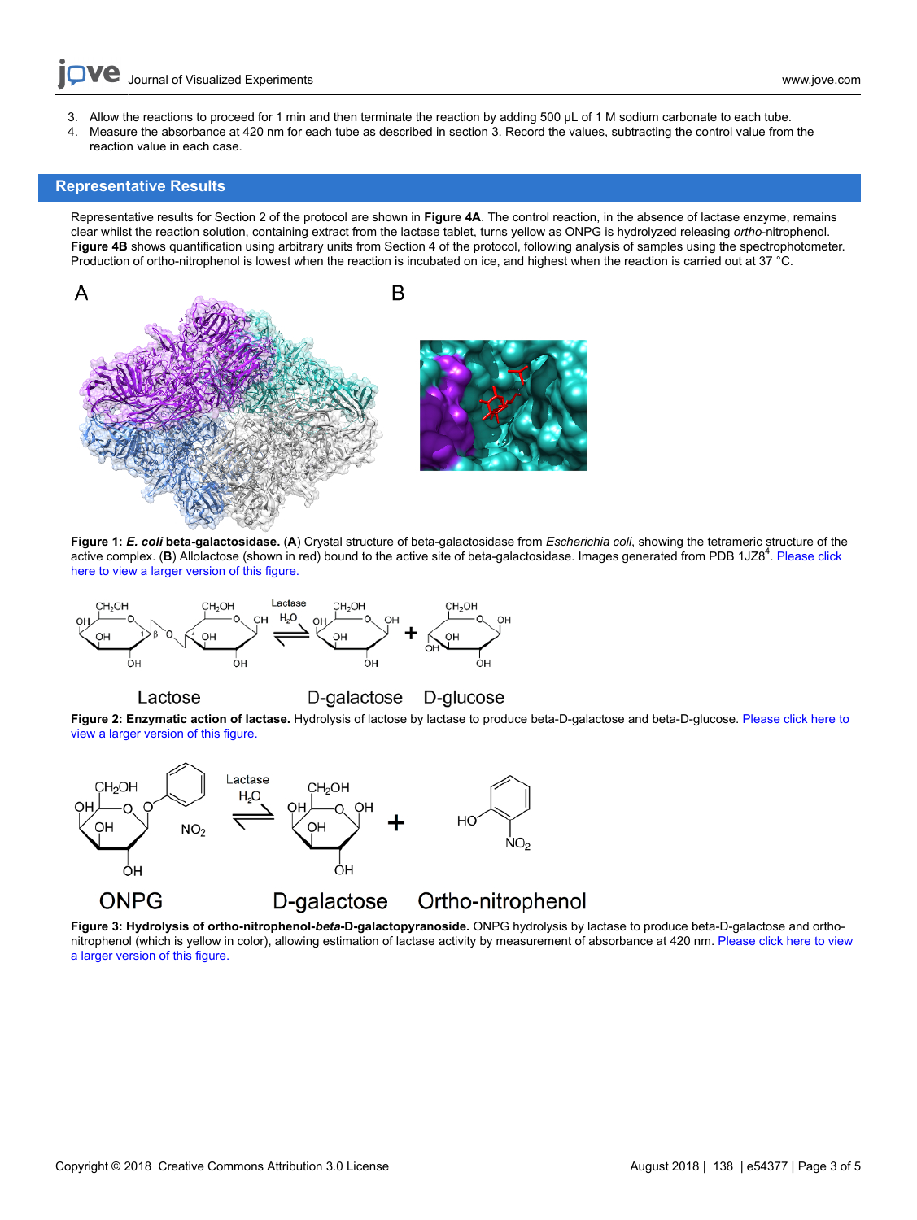3. Allow the reactions to proceed for 1 min and then terminate the reaction by adding 500 µL of 1 M sodium carbonate to each tube.
4. Measure the absorbance at 420 nm for each tube as described in section 3. Record the values, subtracting the control value from the reaction value in each case.

## Representative Results

Representative results for Section 2 of the protocol are shown in **Figure 4A**. The control reaction, in the absence of lactase enzyme, remains clear whilst the reaction solution, containing extract from the lactase tablet, turns yellow as ONPG is hydrolyzed releasing *ortho*-nitrophenol. **Figure 4B** shows quantification using arbitrary units from Section 4 of the protocol, following analysis of samples using the spectrophotometer. Production of ortho-nitrophenol is lowest when the reaction is incubated on ice, and highest when the reaction is carried out at 37 °C.

**Figure 1: *E. coli* beta-galactosidase.** (**A**) Crystal structure of beta-galactosidase from *Escherichia coli*, showing the tetrameric structure of the active complex. (**B**) Allolactose (shown in red) bound to the active site of beta-galactosidase. Images generated from PDB 1JZ8[4]. Please click here to view a larger version of this figure.

**Figure 2: Enzymatic action of lactase.** Hydrolysis of lactose by lactase to produce beta-D-galactose and beta-D-glucose. Please click here to view a larger version of this figure.

**Figure 3: Hydrolysis of ortho-nitrophenol-*beta*-D-galactopyranoside.** ONPG hydrolysis by lactase to produce beta-D-galactose and ortho-nitrophenol (which is yellow in color), allowing estimation of lactase activity by measurement of absorbance at 420 nm. Please click here to view a larger version of this figure.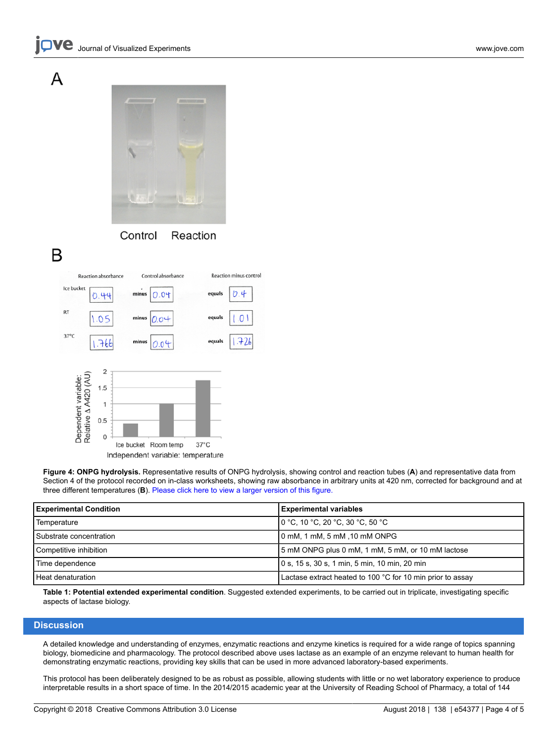**Figure 4: ONPG hydrolysis.** Representative results of ONPG hydrolysis, showing control and reaction tubes (**A**) and representative data from Section 4 of the protocol recorded on in-class worksheets, showing raw absorbance in arbitrary units at 420 nm, corrected for background and at three different temperatures (**B**). Please click here to view a larger version of this figure.

| Experimental Condition | Experimental variables |
|---|---|
| Temperature | 0 °C, 10 °C, 20 °C, 30 °C, 50 °C |
| Substrate concentration | 0 mM, 1 mM, 5 mM ,10 mM ONPG |
| Competitive inhibition | 5 mM ONPG plus 0 mM, 1 mM, 5 mM, or 10 mM lactose |
| Time dependence | 0 s, 15 s, 30 s, 1 min, 5 min, 10 min, 20 min |
| Heat denaturation | Lactase extract heated to 100 °C for 10 min prior to assay |

**Table 1: Potential extended experimental condition**. Suggested extended experiments, to be carried out in triplicate, investigating specific aspects of lactase biology.

## Discussion

A detailed knowledge and understanding of enzymes, enzymatic reactions and enzyme kinetics is required for a wide range of topics spanning biology, biomedicine and pharmacology. The protocol described above uses lactase as an example of an enzyme relevant to human health for demonstrating enzymatic reactions, providing key skills that can be used in more advanced laboratory-based experiments.

This protocol has been deliberately designed to be as robust as possible, allowing students with little or no wet laboratory experience to produce interpretable results in a short space of time. In the 2014/2015 academic year at the University of Reading School of Pharmacy, a total of 144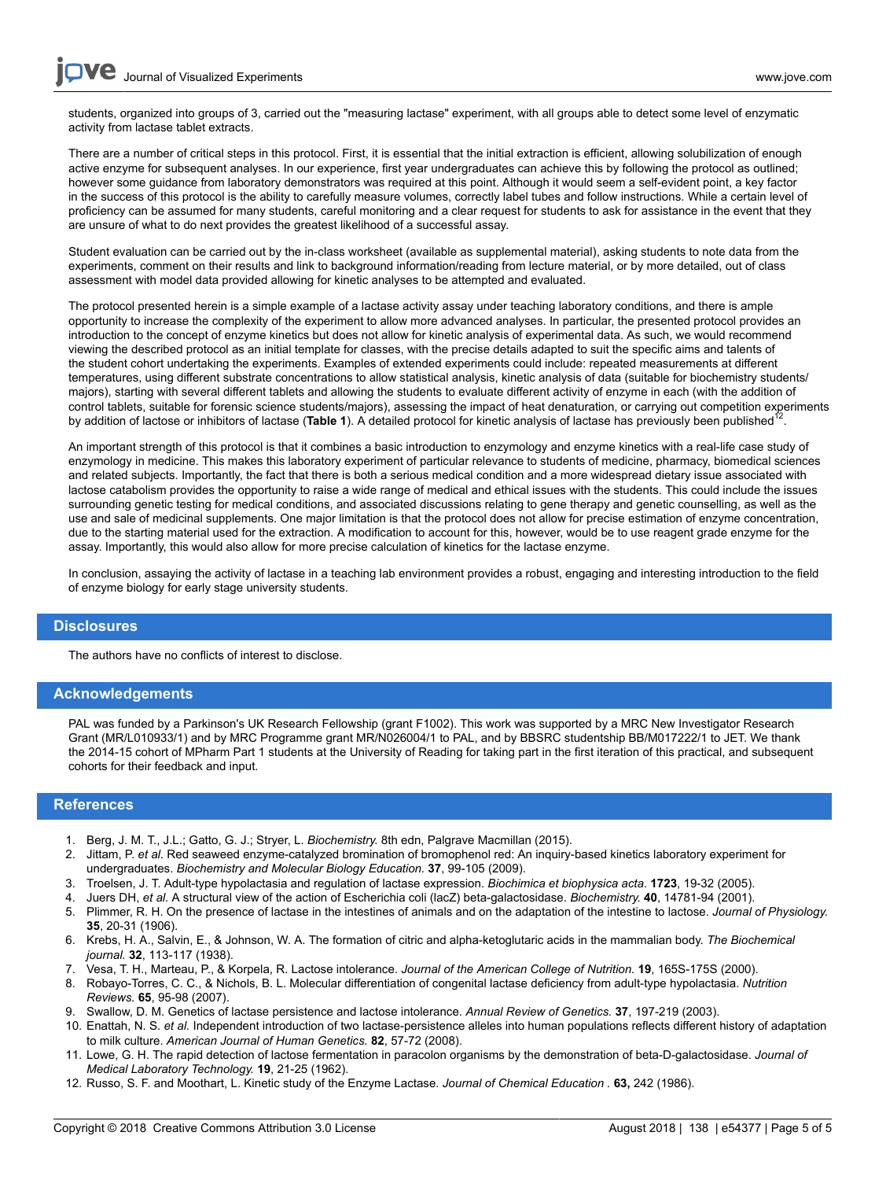students, organized into groups of 3, carried out the "measuring lactase" experiment, with all groups able to detect some level of enzymatic activity from lactase tablet extracts.

There are a number of critical steps in this protocol. First, it is essential that the initial extraction is efficient, allowing solubilization of enough active enzyme for subsequent analyses. In our experience, first year undergraduates can achieve this by following the protocol as outlined; however some guidance from laboratory demonstrators was required at this point. Although it would seem a self-evident point, a key factor in the success of this protocol is the ability to carefully measure volumes, correctly label tubes and follow instructions. While a certain level of proficiency can be assumed for many students, careful monitoring and a clear request for students to ask for assistance in the event that they are unsure of what to do next provides the greatest likelihood of a successful assay.

Student evaluation can be carried out by the in-class worksheet (available as supplemental material), asking students to note data from the experiments, comment on their results and link to background information/reading from lecture material, or by more detailed, out of class assessment with model data provided allowing for kinetic analyses to be attempted and evaluated.

The protocol presented herein is a simple example of a lactase activity assay under teaching laboratory conditions, and there is ample opportunity to increase the complexity of the experiment to allow more advanced analyses. In particular, the presented protocol provides an introduction to the concept of enzyme kinetics but does not allow for kinetic analysis of experimental data. As such, we would recommend viewing the described protocol as an initial template for classes, with the precise details adapted to suit the specific aims and talents of the student cohort undertaking the experiments. Examples of extended experiments could include: repeated measurements at different temperatures, using different substrate concentrations to allow statistical analysis, kinetic analysis of data (suitable for biochemistry students/ majors), starting with several different tablets and allowing the students to evaluate different activity of enzyme in each (with the addition of control tablets, suitable for forensic science students/majors), assessing the impact of heat denaturation, or carrying out competition experiments by addition of lactose or inhibitors of lactase (**Table 1**). A detailed protocol for kinetic analysis of lactase has previously been published[12].

An important strength of this protocol is that it combines a basic introduction to enzymology and enzyme kinetics with a real-life case study of enzymology in medicine. This makes this laboratory experiment of particular relevance to students of medicine, pharmacy, biomedical sciences and related subjects. Importantly, the fact that there is both a serious medical condition and a more widespread dietary issue associated with lactose catabolism provides the opportunity to raise a wide range of medical and ethical issues with the students. This could include the issues surrounding genetic testing for medical conditions, and associated discussions relating to gene therapy and genetic counselling, as well as the use and sale of medicinal supplements. One major limitation is that the protocol does not allow for precise estimation of enzyme concentration, due to the starting material used for the extraction. A modification to account for this, however, would be to use reagent grade enzyme for the assay. Importantly, this would also allow for more precise calculation of kinetics for the lactase enzyme.

In conclusion, assaying the activity of lactase in a teaching lab environment provides a robust, engaging and interesting introduction to the field of enzyme biology for early stage university students.

## Disclosures

The authors have no conflicts of interest to disclose.

## Acknowledgements

PAL was funded by a Parkinson's UK Research Fellowship (grant F1002). This work was supported by a MRC New Investigator Research Grant (MR/L010933/1) and by MRC Programme grant MR/N026004/1 to PAL, and by BBSRC studentship BB/M017222/1 to JET. We thank the 2014-15 cohort of MPharm Part 1 students at the University of Reading for taking part in the first iteration of this practical, and subsequent cohorts for their feedback and input.

## References

1. Berg, J. M. T., J.L.; Gatto, G. J.; Stryer, L. *Biochemistry.* 8th edn, Palgrave Macmillan (2015).
2. Jittam, P. *et al.* Red seaweed enzyme-catalyzed bromination of bromophenol red: An inquiry-based kinetics laboratory experiment for undergraduates. *Biochemistry and Molecular Biology Education.* **37**, 99-105 (2009).
3. Troelsen, J. T. Adult-type hypolactasia and regulation of lactase expression. *Biochimica et biophysica acta.* **1723**, 19-32 (2005).
4. Juers DH, *et al.* A structural view of the action of Escherichia coli (lacZ) beta-galactosidase. *Biochemistry.* **40**, 14781-94 (2001).
5. Plimmer, R. H. On the presence of lactase in the intestines of animals and on the adaptation of the intestine to lactose. *Journal of Physiology.* **35**, 20-31 (1906).
6. Krebs, H. A., Salvin, E., & Johnson, W. A. The formation of citric and alpha-ketoglutaric acids in the mammalian body. *The Biochemical journal.* **32**, 113-117 (1938).
7. Vesa, T. H., Marteau, P., & Korpela, R. Lactose intolerance. *Journal of the American College of Nutrition.* **19**, 165S-175S (2000).
8. Robayo-Torres, C. C., & Nichols, B. L. Molecular differentiation of congenital lactase deficiency from adult-type hypolactasia. *Nutrition Reviews.* **65**, 95-98 (2007).
9. Swallow, D. M. Genetics of lactase persistence and lactose intolerance. *Annual Review of Genetics.* **37**, 197-219 (2003).
10. Enattah, N. S. *et al.* Independent introduction of two lactase-persistence alleles into human populations reflects different history of adaptation to milk culture. *American Journal of Human Genetics.* **82**, 57-72 (2008).
11. Lowe, G. H. The rapid detection of lactose fermentation in paracolon organisms by the demonstration of beta-D-galactosidase. *Journal of Medical Laboratory Technology.* **19**, 21-25 (1962).
12. Russo, S. F. and Moothart, L. Kinetic study of the Enzyme Lactase. *Journal of Chemical Education* . **63,** 242 (1986).